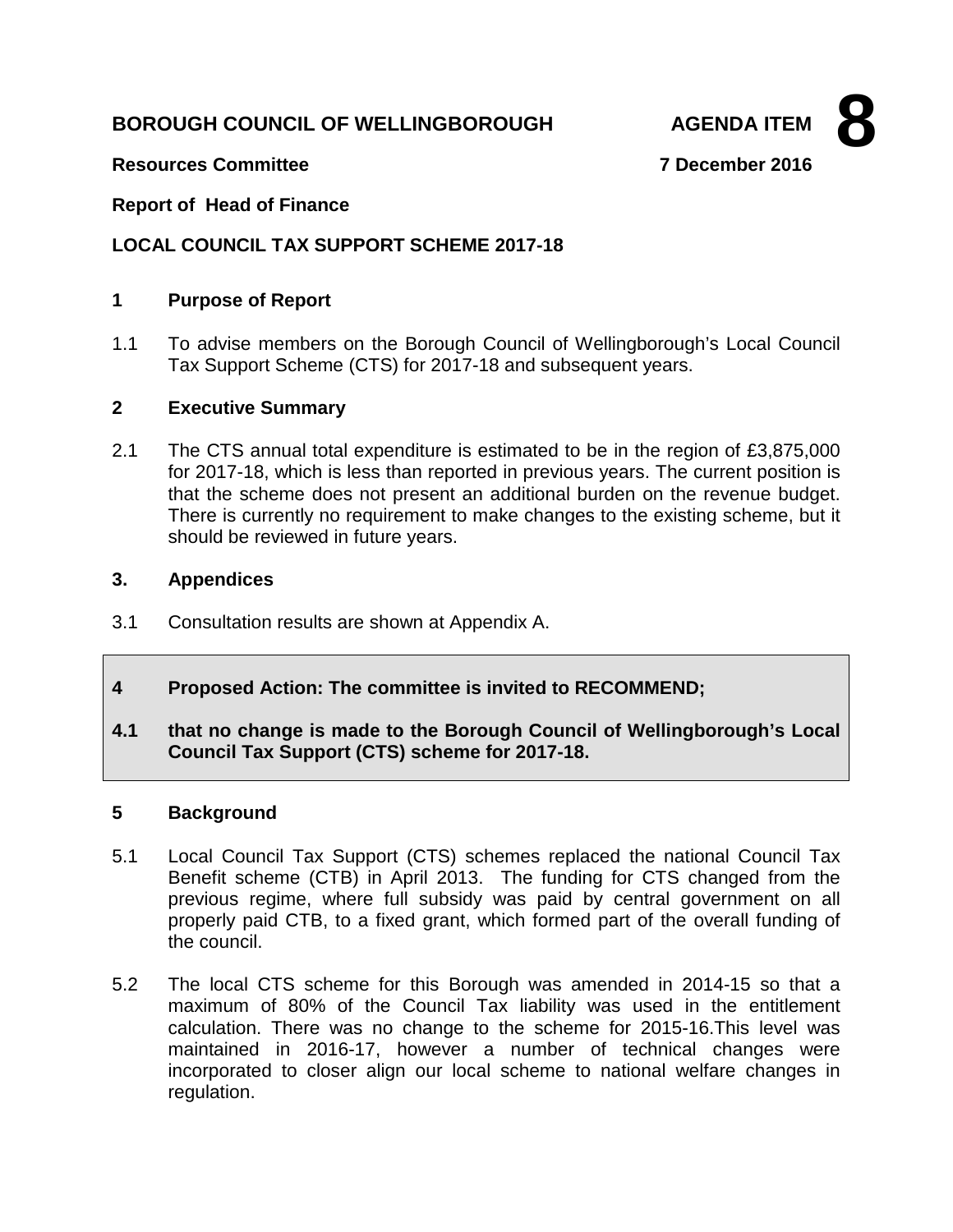**BOROUGH COUNCIL OF WELLINGBOROUGH** **AGENDA ITEM 8**

**Resources Committee** **7 December 2016**

**Report of Head of Finance**

**LOCAL COUNCIL TAX SUPPORT SCHEME 2017-18**

## 1 Purpose of Report

1.1 To advise members on the Borough Council of Wellingborough's Local Council Tax Support Scheme (CTS) for 2017-18 and subsequent years.

## 2 Executive Summary

2.1 The CTS annual total expenditure is estimated to be in the region of £3,875,000 for 2017-18, which is less than reported in previous years. The current position is that the scheme does not present an additional burden on the revenue budget. There is currently no requirement to make changes to the existing scheme, but it should be reviewed in future years.

## 3. Appendices

3.1 Consultation results are shown at Appendix A.

## 4 Proposed Action: The committee is invited to RECOMMEND;

**4.1 that no change is made to the Borough Council of Wellingborough's Local Council Tax Support (CTS) scheme for 2017-18.**

## 5 Background

5.1 Local Council Tax Support (CTS) schemes replaced the national Council Tax Benefit scheme (CTB) in April 2013. The funding for CTS changed from the previous regime, where full subsidy was paid by central government on all properly paid CTB, to a fixed grant, which formed part of the overall funding of the council.

5.2 The local CTS scheme for this Borough was amended in 2014-15 so that a maximum of 80% of the Council Tax liability was used in the entitlement calculation. There was no change to the scheme for 2015-16.This level was maintained in 2016-17, however a number of technical changes were incorporated to closer align our local scheme to national welfare changes in regulation.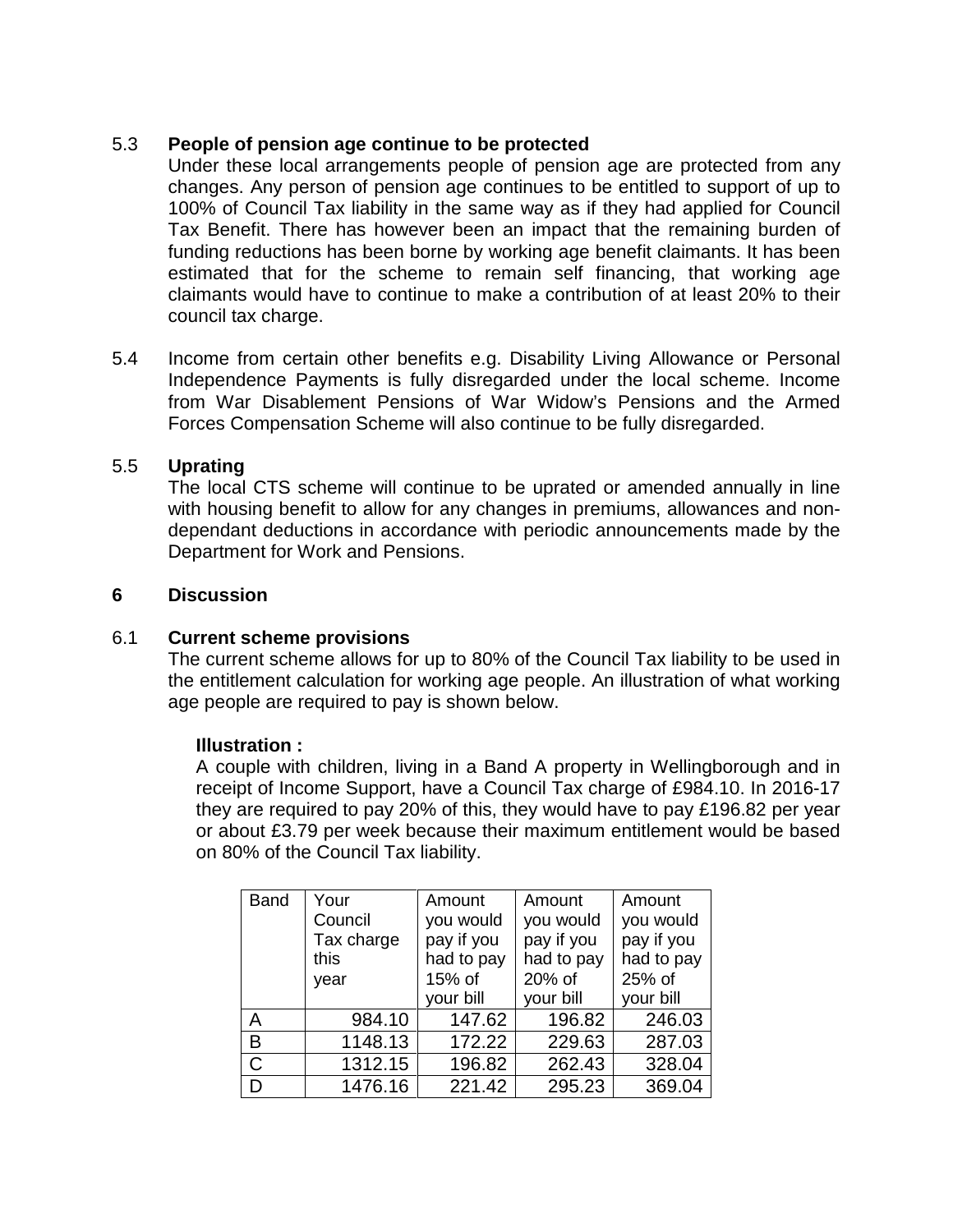### 5.3 People of pension age continue to be protected

Under these local arrangements people of pension age are protected from any changes. Any person of pension age continues to be entitled to support of up to 100% of Council Tax liability in the same way as if they had applied for Council Tax Benefit. There has however been an impact that the remaining burden of funding reductions has been borne by working age benefit claimants. It has been estimated that for the scheme to remain self financing, that working age claimants would have to continue to make a contribution of at least 20% to their council tax charge.

5.4 Income from certain other benefits e.g. Disability Living Allowance or Personal Independence Payments is fully disregarded under the local scheme. Income from War Disablement Pensions of War Widow's Pensions and the Armed Forces Compensation Scheme will also continue to be fully disregarded.

### 5.5 Uprating

The local CTS scheme will continue to be uprated or amended annually in line with housing benefit to allow for any changes in premiums, allowances and non-dependant deductions in accordance with periodic announcements made by the Department for Work and Pensions.

## 6 Discussion

### 6.1 Current scheme provisions

The current scheme allows for up to 80% of the Council Tax liability to be used in the entitlement calculation for working age people. An illustration of what working age people are required to pay is shown below.

**Illustration :**

A couple with children, living in a Band A property in Wellingborough and in receipt of Income Support, have a Council Tax charge of £984.10. In 2016-17 they are required to pay 20% of this, they would have to pay £196.82 per year or about £3.79 per week because their maximum entitlement would be based on 80% of the Council Tax liability.

| Band | Your Council Tax charge this year | Amount you would pay if you had to pay 15% of your bill | Amount you would pay if you had to pay 20% of your bill | Amount you would pay if you had to pay 25% of your bill |
|---|---|---|---|---|
| A | 984.10 | 147.62 | 196.82 | 246.03 |
| B | 1148.13 | 172.22 | 229.63 | 287.03 |
| C | 1312.15 | 196.82 | 262.43 | 328.04 |
| D | 1476.16 | 221.42 | 295.23 | 369.04 |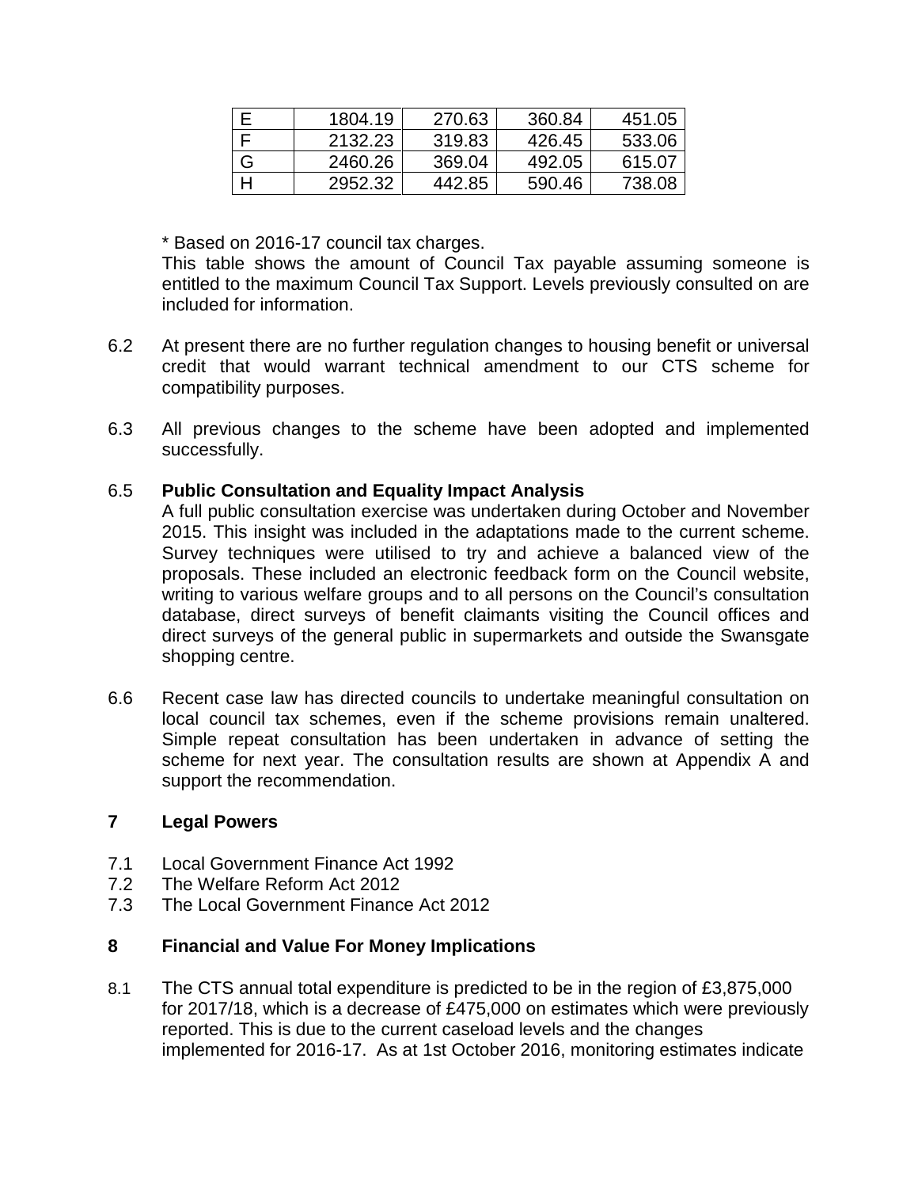| E | 1804.19 | 270.63 | 360.84 | 451.05 |
|---|---|---|---|---|
| F | 2132.23 | 319.83 | 426.45 | 533.06 |
| G | 2460.26 | 369.04 | 492.05 | 615.07 |
| H | 2952.32 | 442.85 | 590.46 | 738.08 |

\* Based on 2016-17 council tax charges.
This table shows the amount of Council Tax payable assuming someone is entitled to the maximum Council Tax Support. Levels previously consulted on are included for information.

6.2 At present there are no further regulation changes to housing benefit or universal credit that would warrant technical amendment to our CTS scheme for compatibility purposes.

6.3 All previous changes to the scheme have been adopted and implemented successfully.

6.5 **Public Consultation and Equality Impact Analysis**
A full public consultation exercise was undertaken during October and November 2015. This insight was included in the adaptations made to the current scheme. Survey techniques were utilised to try and achieve a balanced view of the proposals. These included an electronic feedback form on the Council website, writing to various welfare groups and to all persons on the Council's consultation database, direct surveys of benefit claimants visiting the Council offices and direct surveys of the general public in supermarkets and outside the Swansgate shopping centre.

6.6 Recent case law has directed councils to undertake meaningful consultation on local council tax schemes, even if the scheme provisions remain unaltered. Simple repeat consultation has been undertaken in advance of setting the scheme for next year. The consultation results are shown at Appendix A and support the recommendation.

## 7 Legal Powers

7.1 Local Government Finance Act 1992
7.2 The Welfare Reform Act 2012
7.3 The Local Government Finance Act 2012

## 8 Financial and Value For Money Implications

8.1 The CTS annual total expenditure is predicted to be in the region of £3,875,000 for 2017/18, which is a decrease of £475,000 on estimates which were previously reported. This is due to the current caseload levels and the changes implemented for 2016-17. As at 1st October 2016, monitoring estimates indicate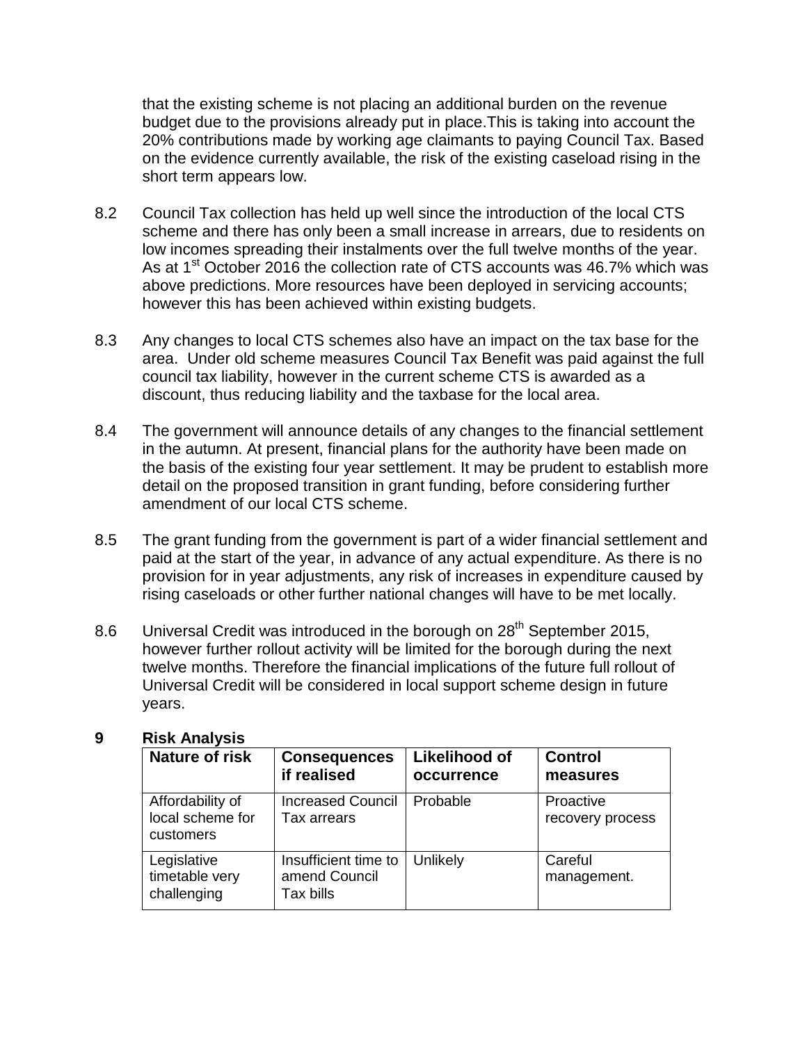that the existing scheme is not placing an additional burden on the revenue budget due to the provisions already put in place.This is taking into account the 20% contributions made by working age claimants to paying Council Tax. Based on the evidence currently available, the risk of the existing caseload rising in the short term appears low.

8.2 Council Tax collection has held up well since the introduction of the local CTS scheme and there has only been a small increase in arrears, due to residents on low incomes spreading their instalments over the full twelve months of the year. As at 1st October 2016 the collection rate of CTS accounts was 46.7% which was above predictions. More resources have been deployed in servicing accounts; however this has been achieved within existing budgets.

8.3 Any changes to local CTS schemes also have an impact on the tax base for the area. Under old scheme measures Council Tax Benefit was paid against the full council tax liability, however in the current scheme CTS is awarded as a discount, thus reducing liability and the taxbase for the local area.

8.4 The government will announce details of any changes to the financial settlement in the autumn. At present, financial plans for the authority have been made on the basis of the existing four year settlement. It may be prudent to establish more detail on the proposed transition in grant funding, before considering further amendment of our local CTS scheme.

8.5 The grant funding from the government is part of a wider financial settlement and paid at the start of the year, in advance of any actual expenditure. As there is no provision for in year adjustments, any risk of increases in expenditure caused by rising caseloads or other further national changes will have to be met locally.

8.6 Universal Credit was introduced in the borough on 28th September 2015, however further rollout activity will be limited for the borough during the next twelve months. Therefore the financial implications of the future full rollout of Universal Credit will be considered in local support scheme design in future years.

## 9 Risk Analysis

| Nature of risk | Consequences if realised | Likelihood of occurrence | Control measures |
|---|---|---|---|
| Affordability of local scheme for customers | Increased Council Tax arrears | Probable | Proactive recovery process |
| Legislative timetable very challenging | Insufficient time to amend Council Tax bills | Unlikely | Careful management. |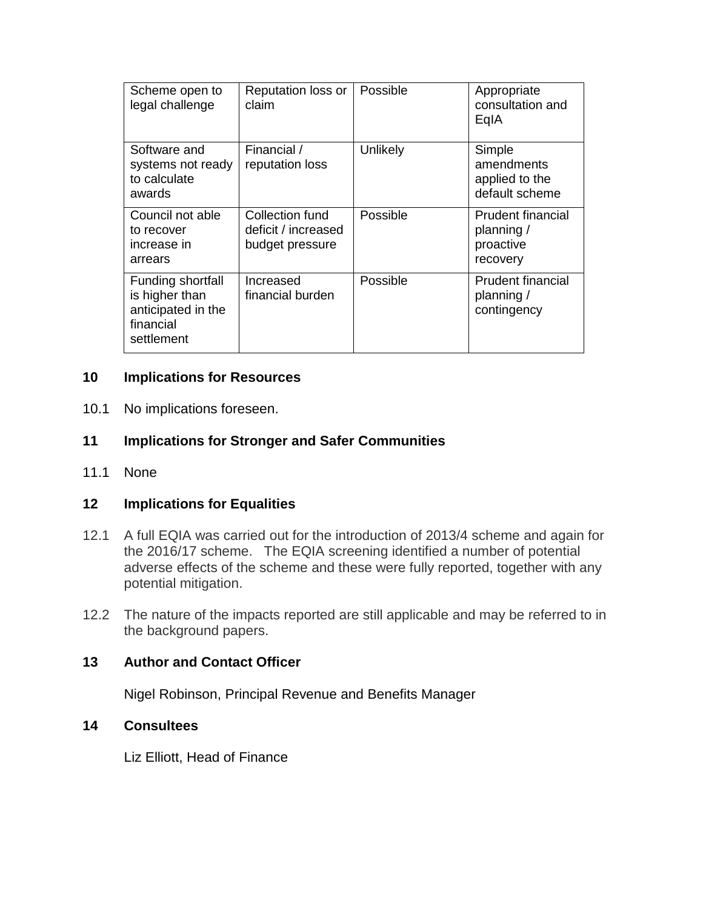| | | | |
|---|---|---|---|
| Scheme open to legal challenge | Reputation loss or claim | Possible | Appropriate consultation and EqIA |
| Software and systems not ready to calculate awards | Financial / reputation loss | Unlikely | Simple amendments applied to the default scheme |
| Council not able to recover increase in arrears | Collection fund deficit / increased budget pressure | Possible | Prudent financial planning / proactive recovery |
| Funding shortfall is higher than anticipated in the financial settlement | Increased financial burden | Possible | Prudent financial planning / contingency |

## 10 Implications for Resources

10.1 No implications foreseen.

## 11 Implications for Stronger and Safer Communities

11.1 None

## 12 Implications for Equalities

12.1 A full EQIA was carried out for the introduction of 2013/4 scheme and again for the 2016/17 scheme. The EQIA screening identified a number of potential adverse effects of the scheme and these were fully reported, together with any potential mitigation.

12.2 The nature of the impacts reported are still applicable and may be referred to in the background papers.

## 13 Author and Contact Officer

Nigel Robinson, Principal Revenue and Benefits Manager

## 14 Consultees

Liz Elliott, Head of Finance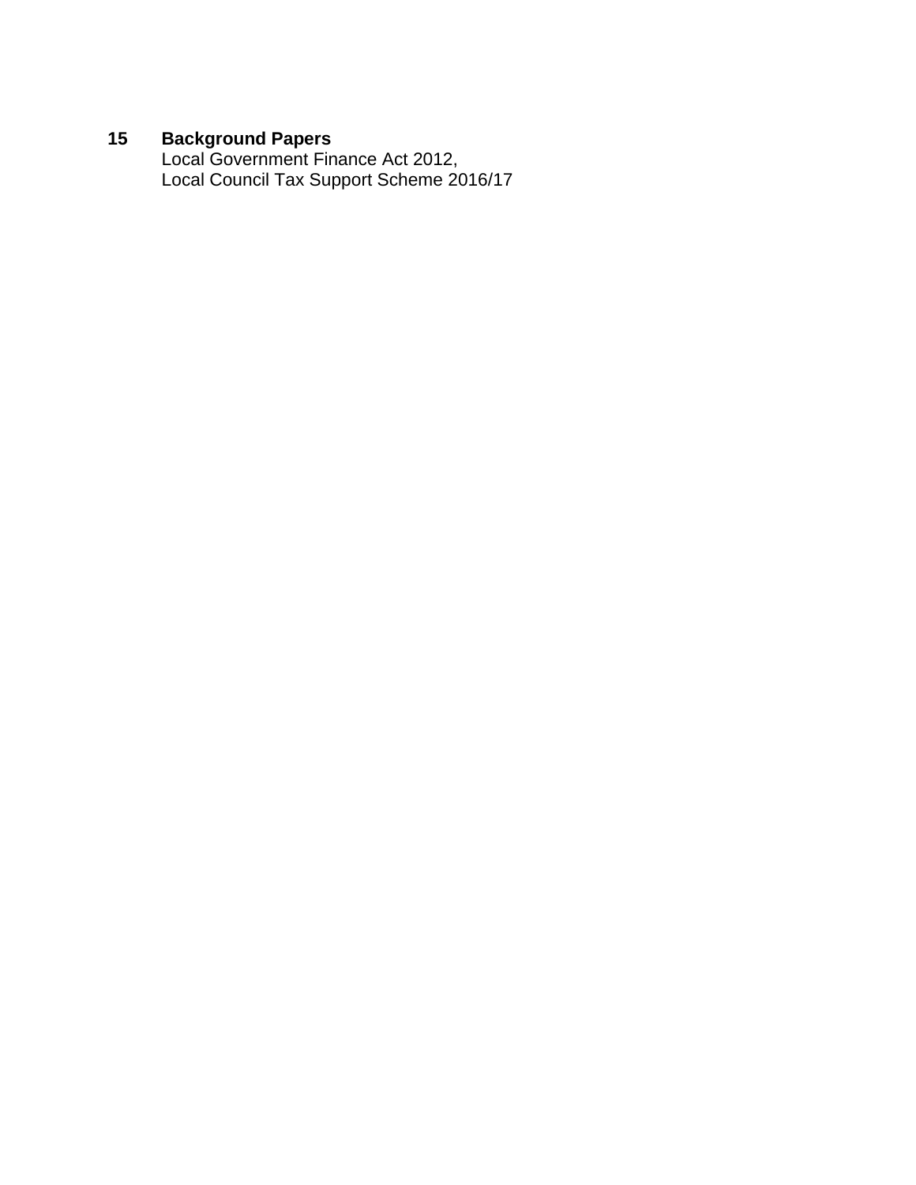## 15 Background Papers

Local Government Finance Act 2012,
Local Council Tax Support Scheme 2016/17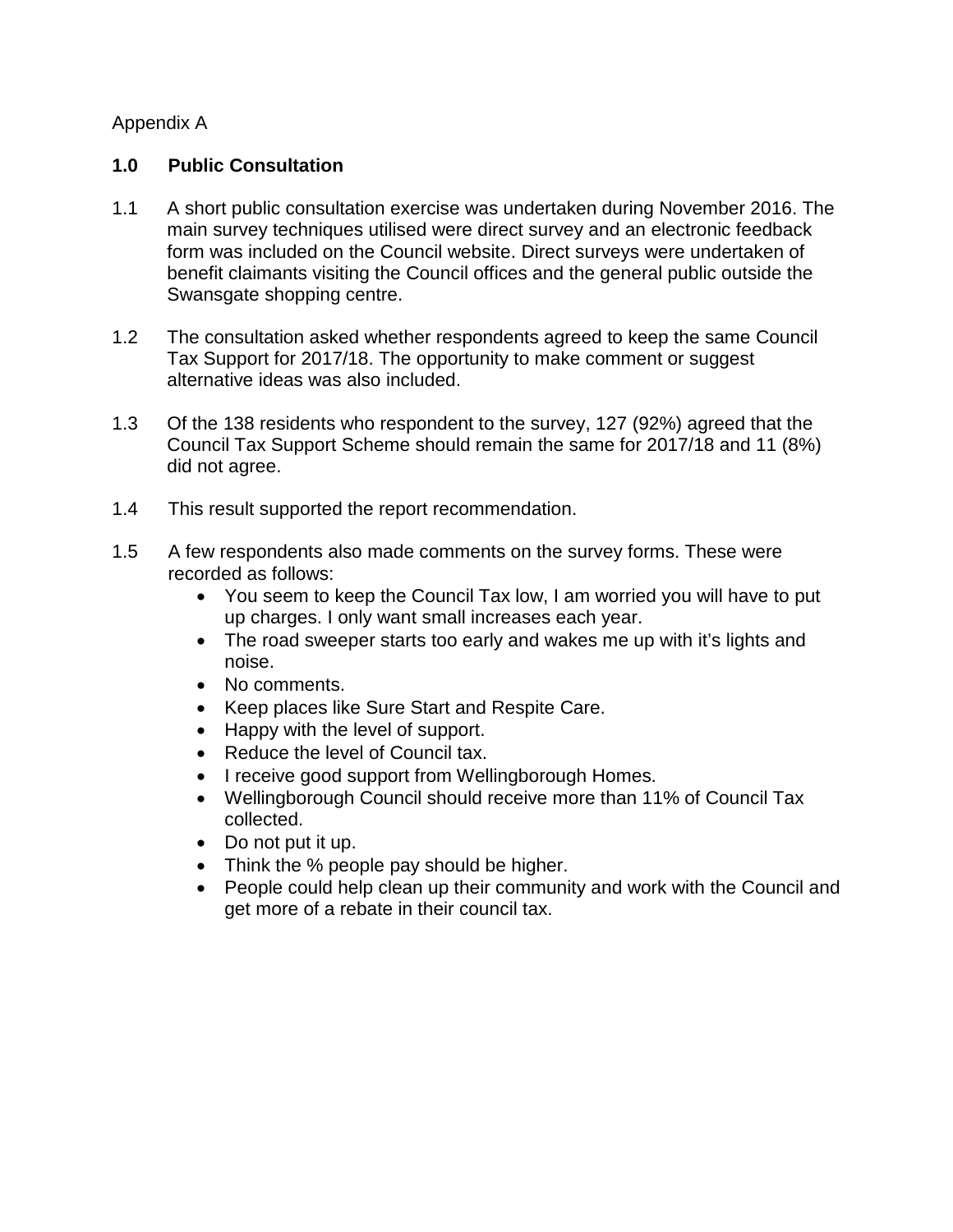Appendix A

## 1.0 Public Consultation

1.1 A short public consultation exercise was undertaken during November 2016. The main survey techniques utilised were direct survey and an electronic feedback form was included on the Council website. Direct surveys were undertaken of benefit claimants visiting the Council offices and the general public outside the Swansgate shopping centre.

1.2 The consultation asked whether respondents agreed to keep the same Council Tax Support for 2017/18. The opportunity to make comment or suggest alternative ideas was also included.

1.3 Of the 138 residents who respondent to the survey, 127 (92%) agreed that the Council Tax Support Scheme should remain the same for 2017/18 and 11 (8%) did not agree.

1.4 This result supported the report recommendation.

1.5 A few respondents also made comments on the survey forms. These were recorded as follows:

- You seem to keep the Council Tax low, I am worried you will have to put up charges. I only want small increases each year.
- The road sweeper starts too early and wakes me up with it's lights and noise.
- No comments.
- Keep places like Sure Start and Respite Care.
- Happy with the level of support.
- Reduce the level of Council tax.
- I receive good support from Wellingborough Homes.
- Wellingborough Council should receive more than 11% of Council Tax collected.
- Do not put it up.
- Think the % people pay should be higher.
- People could help clean up their community and work with the Council and get more of a rebate in their council tax.